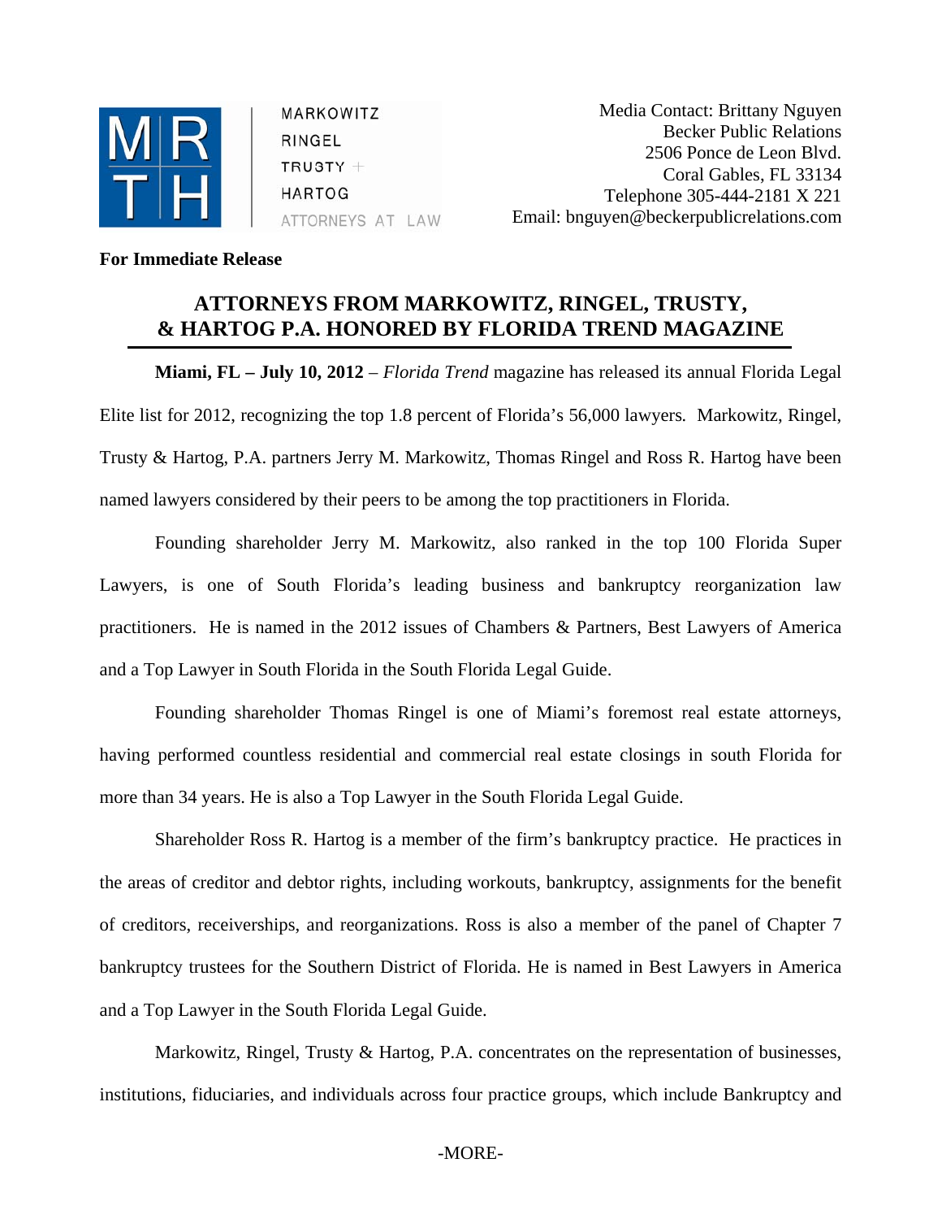MARKOWITZ
RINGEL
TRUSTY +
HARTOG
ATTORNEYS AT LAW

Media Contact: Brittany Nguyen
Becker Public Relations
2506 Ponce de Leon Blvd.
Coral Gables, FL 33134
Telephone 305-444-2181 X 221
Email: bnguyen@beckerpublicrelations.com

**For Immediate Release**

# ATTORNEYS FROM MARKOWITZ, RINGEL, TRUSTY, & HARTOG P.A. HONORED BY FLORIDA TREND MAGAZINE

**Miami, FL – July 10, 2012** – *Florida Trend* magazine has released its annual Florida Legal Elite list for 2012, recognizing the top 1.8 percent of Florida's 56,000 lawyers. Markowitz, Ringel, Trusty & Hartog, P.A. partners Jerry M. Markowitz, Thomas Ringel and Ross R. Hartog have been named lawyers considered by their peers to be among the top practitioners in Florida.

Founding shareholder Jerry M. Markowitz, also ranked in the top 100 Florida Super Lawyers, is one of South Florida's leading business and bankruptcy reorganization law practitioners. He is named in the 2012 issues of Chambers & Partners, Best Lawyers of America and a Top Lawyer in South Florida in the South Florida Legal Guide.

Founding shareholder Thomas Ringel is one of Miami's foremost real estate attorneys, having performed countless residential and commercial real estate closings in south Florida for more than 34 years. He is also a Top Lawyer in the South Florida Legal Guide.

Shareholder Ross R. Hartog is a member of the firm's bankruptcy practice. He practices in the areas of creditor and debtor rights, including workouts, bankruptcy, assignments for the benefit of creditors, receiverships, and reorganizations. Ross is also a member of the panel of Chapter 7 bankruptcy trustees for the Southern District of Florida. He is named in Best Lawyers in America and a Top Lawyer in the South Florida Legal Guide.

Markowitz, Ringel, Trusty & Hartog, P.A. concentrates on the representation of businesses, institutions, fiduciaries, and individuals across four practice groups, which include Bankruptcy and

-MORE-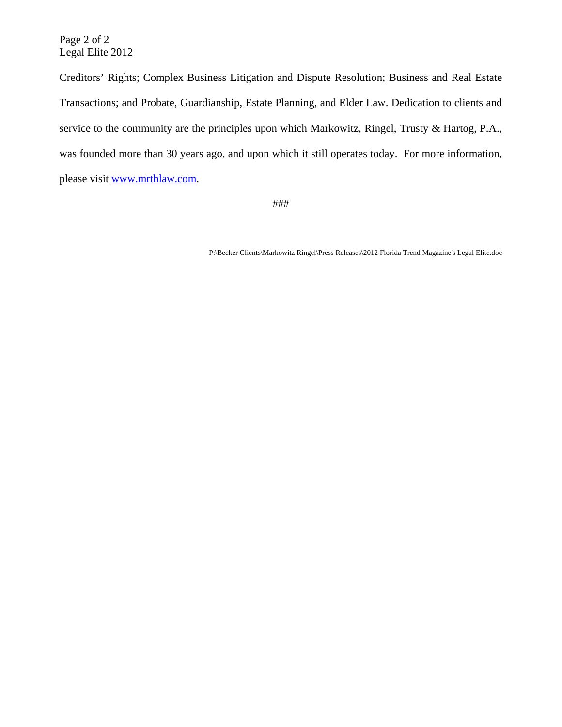Creditors' Rights; Complex Business Litigation and Dispute Resolution; Business and Real Estate Transactions; and Probate, Guardianship, Estate Planning, and Elder Law. Dedication to clients and service to the community are the principles upon which Markowitz, Ringel, Trusty & Hartog, P.A., was founded more than 30 years ago, and upon which it still operates today. For more information, please visit www.mrthlaw.com.

###

P:\Becker Clients\Markowitz Ringel\Press Releases\2012 Florida Trend Magazine's Legal Elite.doc